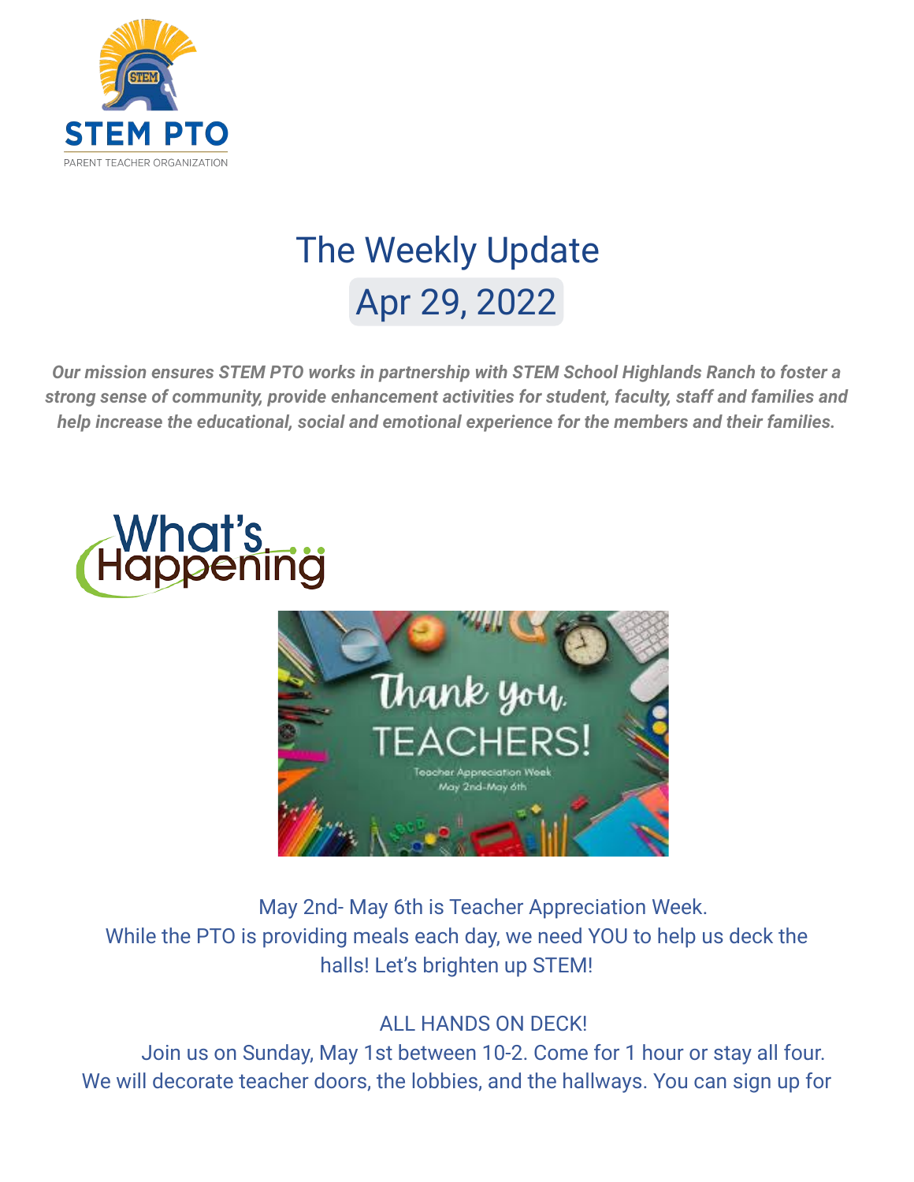STEM PTO
PARENT TEACHER ORGANIZATION

# The Weekly Update

## Apr 29, 2022

***Our mission ensures STEM PTO works in partnership with STEM School Highlands Ranch to foster a strong sense of community, provide enhancement activities for student, faculty, staff and families and help increase the educational, social and emotional experience for the members and their families.***

## What's Happening

May 2nd- May 6th is Teacher Appreciation Week.
While the PTO is providing meals each day, we need YOU to help us deck the halls! Let's brighten up STEM!

ALL HANDS ON DECK!
Join us on Sunday, May 1st between 10-2. Come for 1 hour or stay all four. We will decorate teacher doors, the lobbies, and the hallways. You can sign up for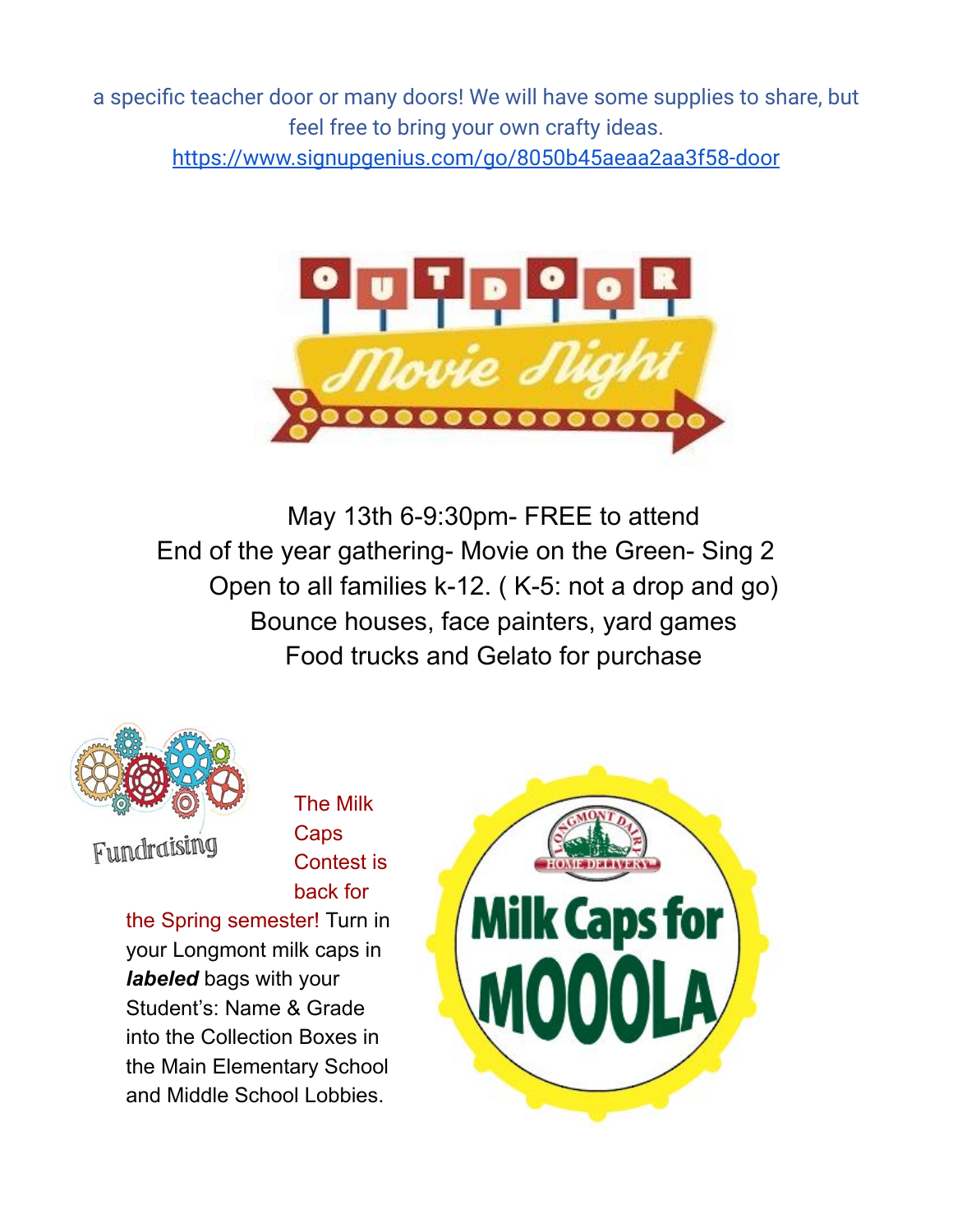a specific teacher door or many doors! We will have some supplies to share, but feel free to bring your own crafty ideas.
https://www.signupgenius.com/go/8050b45aeaa2aa3f58-door

OUTDOOR Movie Night

May 13th 6-9:30pm- FREE to attend
End of the year gathering- Movie on the Green- Sing 2
Open to all families k-12. ( K-5: not a drop and go)
Bounce houses, face painters, yard games
Food trucks and Gelato for purchase

Fundraising

The Milk Caps Contest is back for the Spring semester! Turn in your Longmont milk caps in ***labeled*** bags with your Student's: Name & Grade into the Collection Boxes in the Main Elementary School and Middle School Lobbies.

Longmont Dairy Home Delivery

Milk Caps for MOOOLA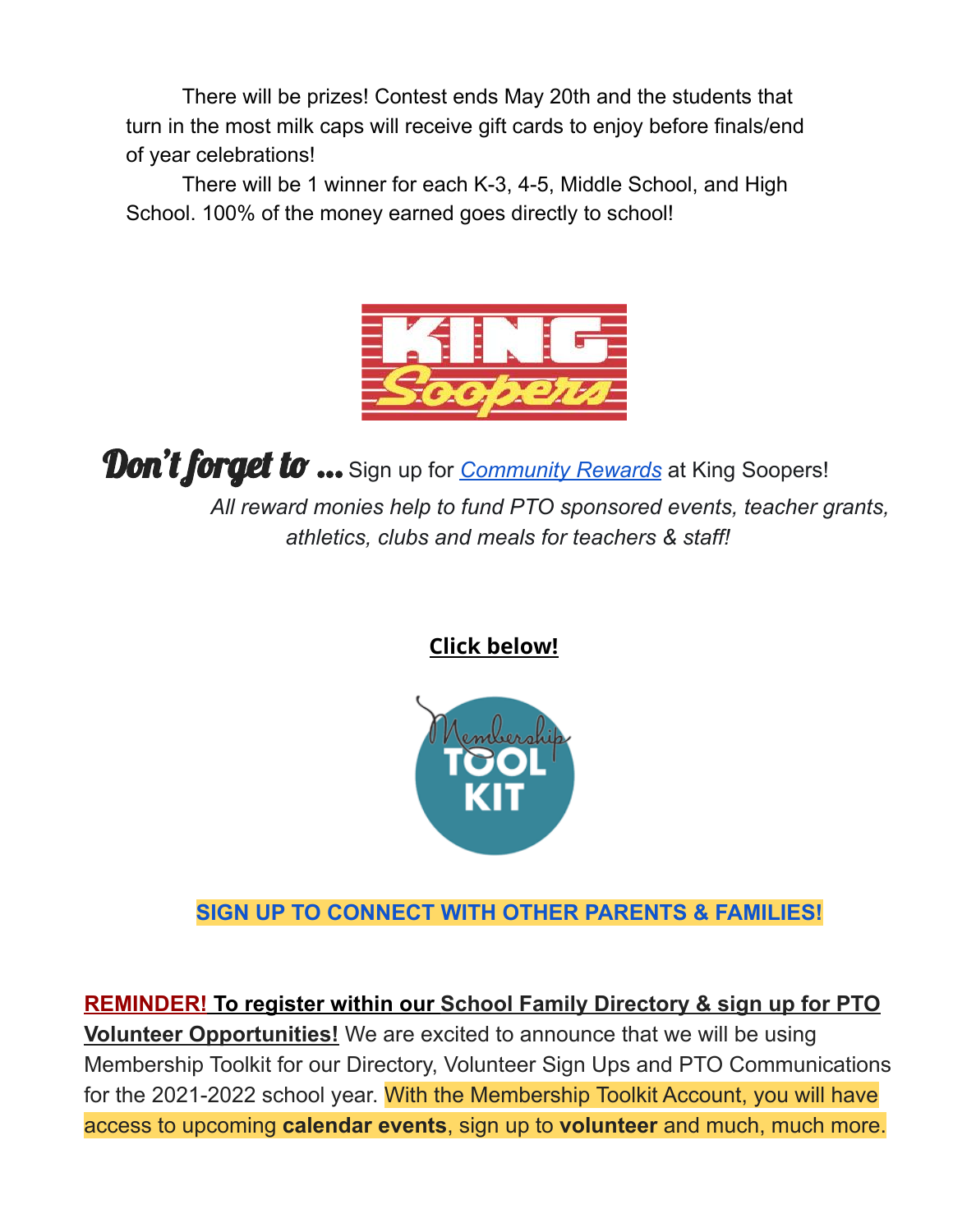There will be prizes! Contest ends May 20th and the students that turn in the most milk caps will receive gift cards to enjoy before finals/end of year celebrations!

There will be 1 winner for each K-3, 4-5, Middle School, and High School. 100% of the money earned goes directly to school!

**Don't forget to ...** Sign up for *Community Rewards* at King Soopers!

*All reward monies help to fund PTO sponsored events, teacher grants, athletics, clubs and meals for teachers & staff!*

**Click below!**

**SIGN UP TO CONNECT WITH OTHER PARENTS & FAMILIES!**

**REMINDER! To register within our School Family Directory & sign up for PTO Volunteer Opportunities!** We are excited to announce that we will be using Membership Toolkit for our Directory, Volunteer Sign Ups and PTO Communications for the 2021-2022 school year. With the Membership Toolkit Account, you will have access to upcoming **calendar events**, sign up to **volunteer** and much, much more.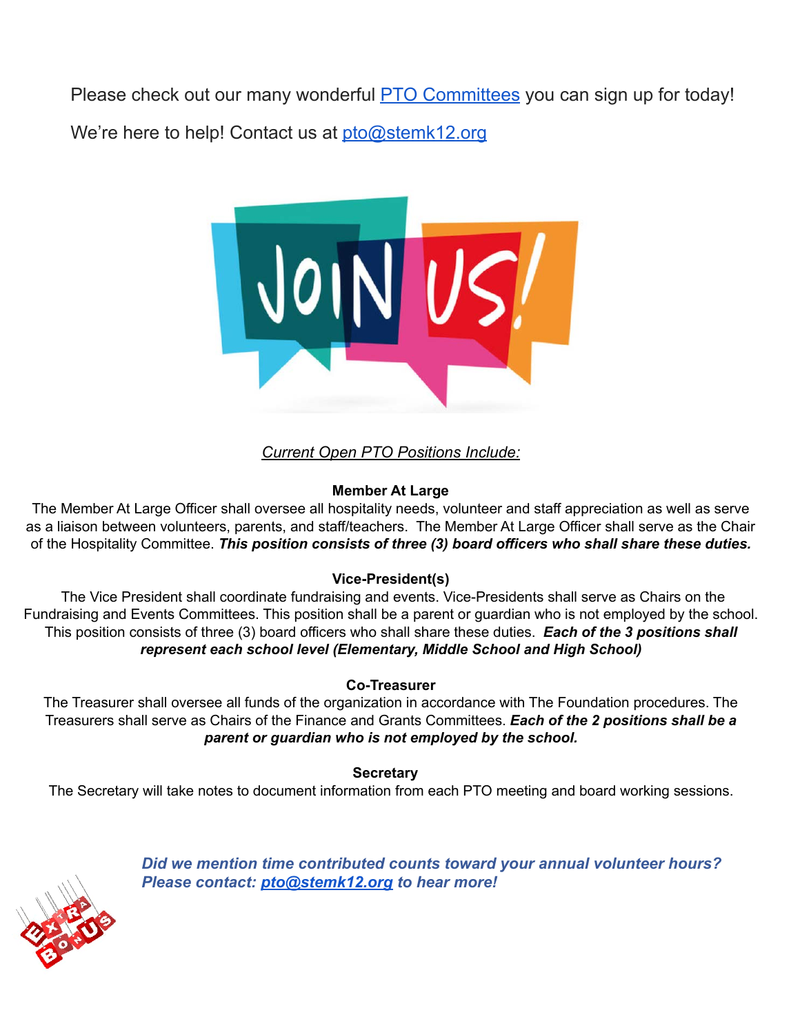Please check out our many wonderful [PTO Committees](#) you can sign up for today!

We're here to help! Contact us at [pto@stemk12.org](mailto:pto@stemk12.org)

*Current Open PTO Positions Include:*

**Member At Large**

The Member At Large Officer shall oversee all hospitality needs, volunteer and staff appreciation as well as serve as a liaison between volunteers, parents, and staff/teachers. The Member At Large Officer shall serve as the Chair of the Hospitality Committee. ***This position consists of three (3) board officers who shall share these duties.***

**Vice-President(s)**

The Vice President shall coordinate fundraising and events. Vice-Presidents shall serve as Chairs on the Fundraising and Events Committees. This position shall be a parent or guardian who is not employed by the school. This position consists of three (3) board officers who shall share these duties. ***Each of the 3 positions shall represent each school level (Elementary, Middle School and High School)***

**Co-Treasurer**

The Treasurer shall oversee all funds of the organization in accordance with The Foundation procedures. The Treasurers shall serve as Chairs of the Finance and Grants Committees. ***Each of the 2 positions shall be a parent or guardian who is not employed by the school.***

**Secretary**

The Secretary will take notes to document information from each PTO meeting and board working sessions.

***Did we mention time contributed counts toward your annual volunteer hours? Please contact: [pto@stemk12.org](mailto:pto@stemk12.org) to hear more!***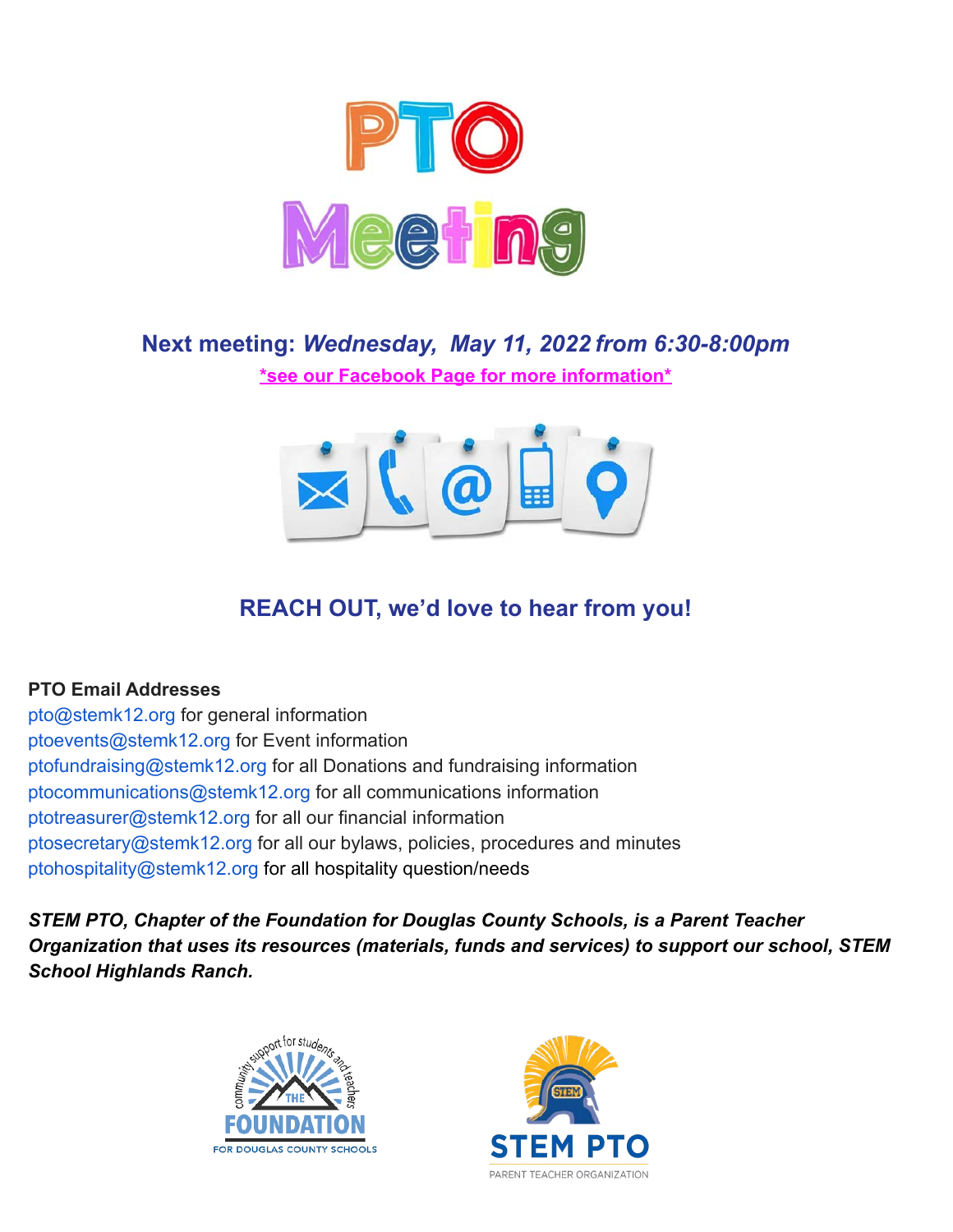# PTO Meeting

### Next meeting: *Wednesday, May 11, 2022 from 6:30-8:00pm*

**\*see our Facebook Page for more information\***

### REACH OUT, we'd love to hear from you!

**PTO Email Addresses**

pto@stemk12.org for general information
ptoevents@stemk12.org for Event information
ptofundraising@stemk12.org for all Donations and fundraising information
ptocommunications@stemk12.org for all communications information
ptotreasurer@stemk12.org for all our financial information
ptosecretary@stemk12.org for all our bylaws, policies, procedures and minutes
ptohospitality@stemk12.org for all hospitality question/needs

***STEM PTO, Chapter of the Foundation for Douglas County Schools, is a Parent Teacher Organization that uses its resources (materials, funds and services) to support our school, STEM School Highlands Ranch.***

community support for students and teachers
THE FOUNDATION
FOR DOUGLAS COUNTY SCHOOLS

STEM PTO
PARENT TEACHER ORGANIZATION